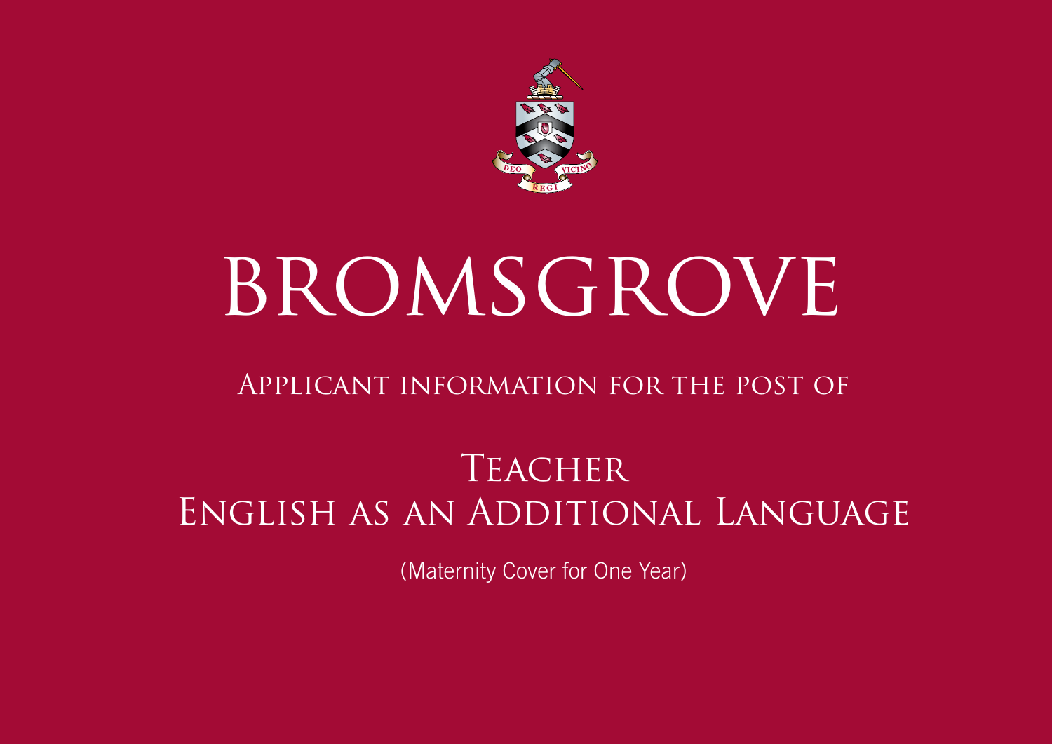DEO REGI VICINO

# BROMSGROVE

## Applicant information for the post of

## Teacher
## English as an Additional Language

(Maternity Cover for One Year)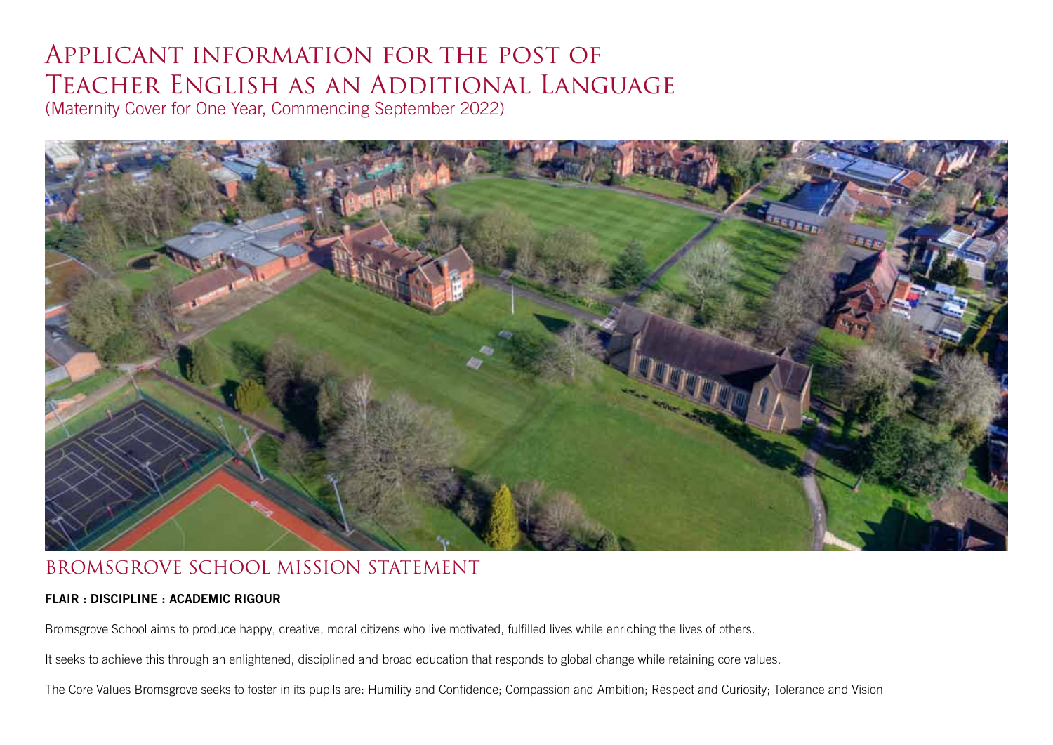# Applicant information for the post of Teacher English as an Additional Language

(Maternity Cover for One Year, Commencing September 2022)

## BROMSGROVE SCHOOL MISSION STATEMENT

**FLAIR : DISCIPLINE : ACADEMIC RIGOUR**

Bromsgrove School aims to produce happy, creative, moral citizens who live motivated, fulfilled lives while enriching the lives of others.

It seeks to achieve this through an enlightened, disciplined and broad education that responds to global change while retaining core values.

The Core Values Bromsgrove seeks to foster in its pupils are: Humility and Confidence; Compassion and Ambition; Respect and Curiosity; Tolerance and Vision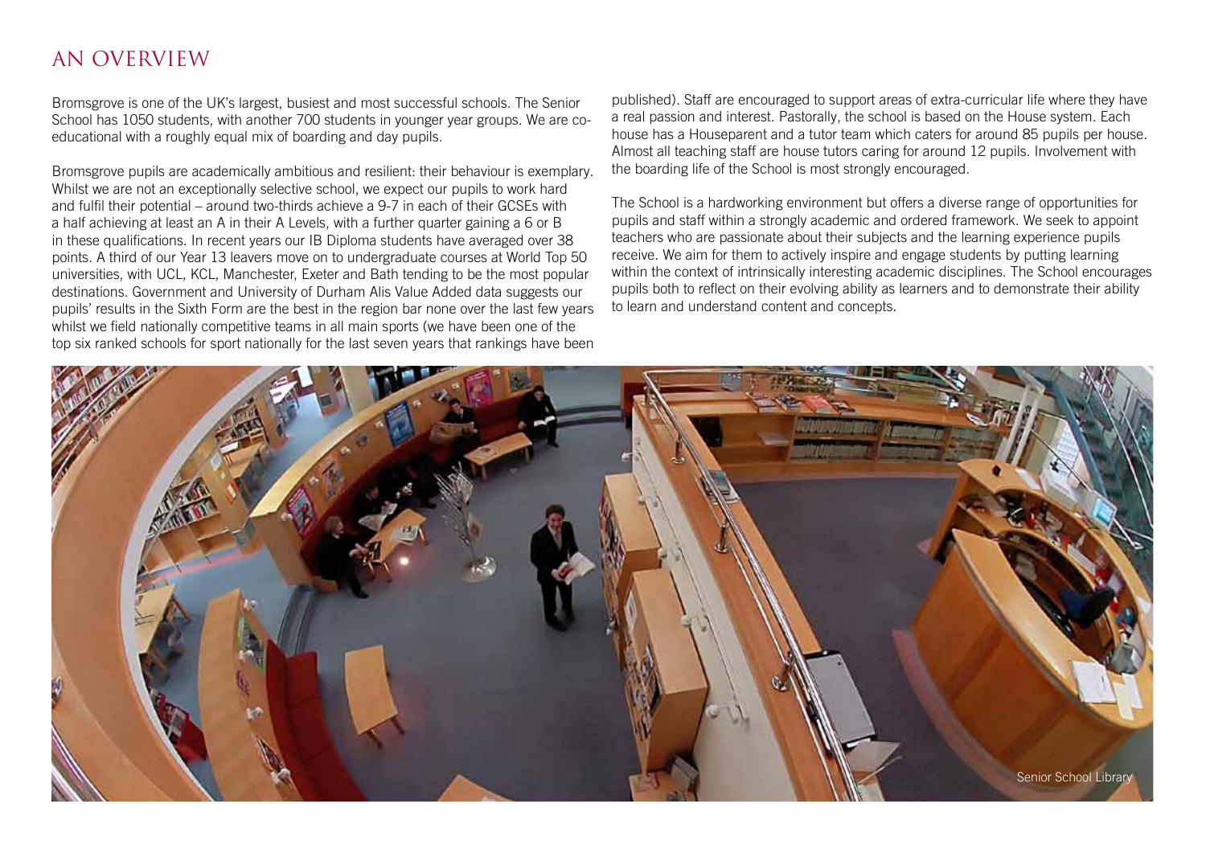## AN OVERVIEW

Bromsgrove is one of the UK's largest, busiest and most successful schools. The Senior School has 1050 students, with another 700 students in younger year groups. We are co-educational with a roughly equal mix of boarding and day pupils.

Bromsgrove pupils are academically ambitious and resilient: their behaviour is exemplary. Whilst we are not an exceptionally selective school, we expect our pupils to work hard and fulfil their potential – around two-thirds achieve a 9-7 in each of their GCSEs with a half achieving at least an A in their A Levels, with a further quarter gaining a 6 or B in these qualifications. In recent years our IB Diploma students have averaged over 38 points. A third of our Year 13 leavers move on to undergraduate courses at World Top 50 universities, with UCL, KCL, Manchester, Exeter and Bath tending to be the most popular destinations. Government and University of Durham Alis Value Added data suggests our pupils' results in the Sixth Form are the best in the region bar none over the last few years whilst we field nationally competitive teams in all main sports (we have been one of the top six ranked schools for sport nationally for the last seven years that rankings have been published). Staff are encouraged to support areas of extra-curricular life where they have a real passion and interest. Pastorally, the school is based on the House system. Each house has a Houseparent and a tutor team which caters for around 85 pupils per house. Almost all teaching staff are house tutors caring for around 12 pupils. Involvement with the boarding life of the School is most strongly encouraged.

The School is a hardworking environment but offers a diverse range of opportunities for pupils and staff within a strongly academic and ordered framework. We seek to appoint teachers who are passionate about their subjects and the learning experience pupils receive. We aim for them to actively inspire and engage students by putting learning within the context of intrinsically interesting academic disciplines. The School encourages pupils both to reflect on their evolving ability as learners and to demonstrate their ability to learn and understand content and concepts.

Senior School Library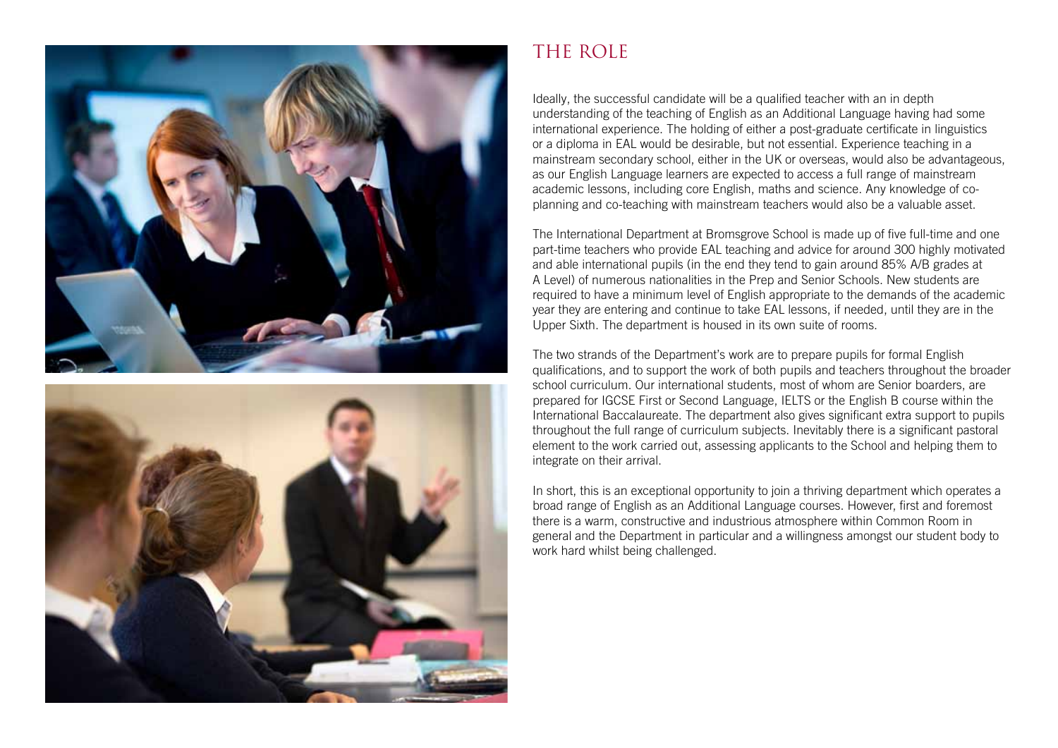# THE ROLE

Ideally, the successful candidate will be a qualified teacher with an in depth understanding of the teaching of English as an Additional Language having had some international experience. The holding of either a post-graduate certificate in linguistics or a diploma in EAL would be desirable, but not essential. Experience teaching in a mainstream secondary school, either in the UK or overseas, would also be advantageous, as our English Language learners are expected to access a full range of mainstream academic lessons, including core English, maths and science. Any knowledge of co-planning and co-teaching with mainstream teachers would also be a valuable asset.

The International Department at Bromsgrove School is made up of five full-time and one part-time teachers who provide EAL teaching and advice for around 300 highly motivated and able international pupils (in the end they tend to gain around 85% A/B grades at A Level) of numerous nationalities in the Prep and Senior Schools. New students are required to have a minimum level of English appropriate to the demands of the academic year they are entering and continue to take EAL lessons, if needed, until they are in the Upper Sixth. The department is housed in its own suite of rooms.

The two strands of the Department's work are to prepare pupils for formal English qualifications, and to support the work of both pupils and teachers throughout the broader school curriculum. Our international students, most of whom are Senior boarders, are prepared for IGCSE First or Second Language, IELTS or the English B course within the International Baccalaureate. The department also gives significant extra support to pupils throughout the full range of curriculum subjects. Inevitably there is a significant pastoral element to the work carried out, assessing applicants to the School and helping them to integrate on their arrival.

In short, this is an exceptional opportunity to join a thriving department which operates a broad range of English as an Additional Language courses. However, first and foremost there is a warm, constructive and industrious atmosphere within Common Room in general and the Department in particular and a willingness amongst our student body to work hard whilst being challenged.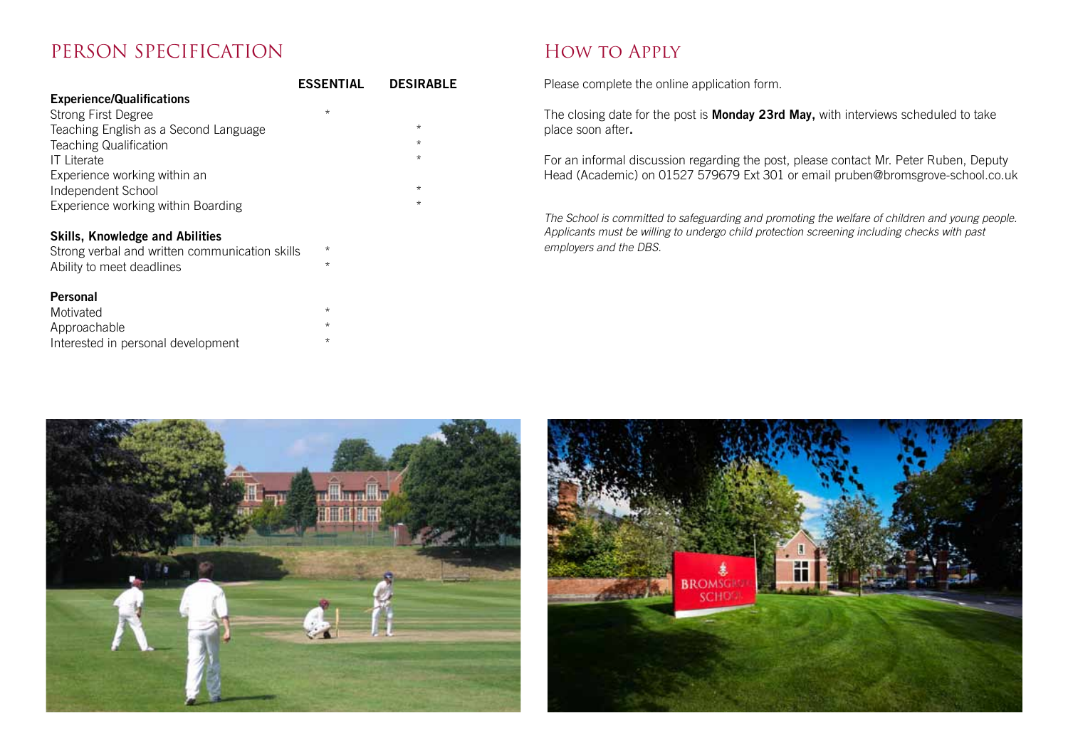# Person Specification

| | ESSENTIAL | DESIRABLE |
|---|---|---|
| **Experience/Qualifications** | | |
| Strong First Degree | * | |
| Teaching English as a Second Language | | * |
| Teaching Qualification | | * |
| IT Literate | | * |
| Experience working within an Independent School | | * |
| Experience working within Boarding | | * |
| **Skills, Knowledge and Abilities** | | |
| Strong verbal and written communication skills | * | |
| Ability to meet deadlines | * | |
| **Personal** | | |
| Motivated | * | |
| Approachable | * | |
| Interested in personal development | * | |

# How to Apply

Please complete the online application form.

The closing date for the post is **Monday 23rd May,** with interviews scheduled to take place soon after**.**

For an informal discussion regarding the post, please contact Mr. Peter Ruben, Deputy Head (Academic) on 01527 579679 Ext 301 or email pruben@bromsgrove-school.co.uk

*The School is committed to safeguarding and promoting the welfare of children and young people. Applicants must be willing to undergo child protection screening including checks with past employers and the DBS.*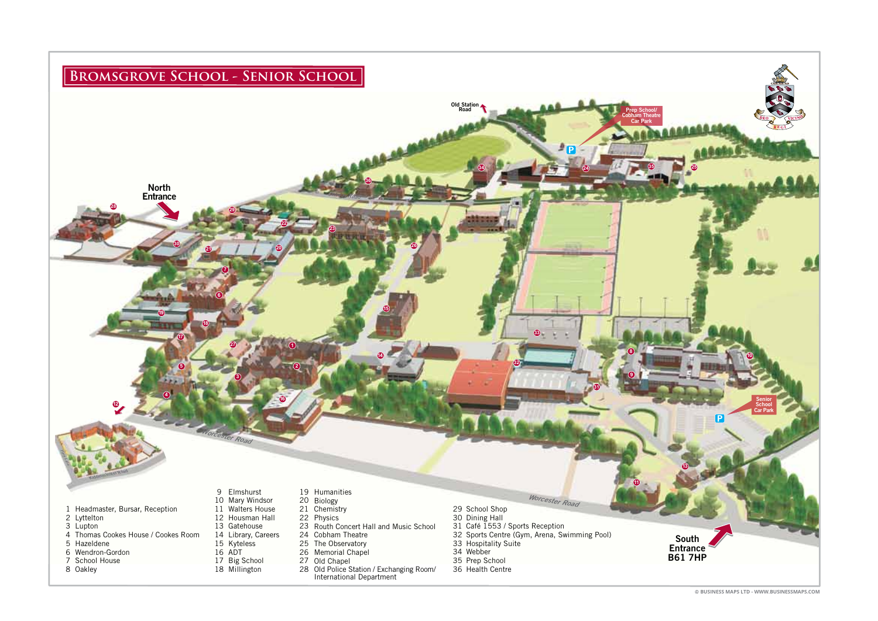# Bromsgrove School - Senior School

North Entrance

Old Station Road

Prep School/ Cobham Theatre Car Park

Senior School Car Park

South Entrance B61 7HP

Worcester Road

1 Headmaster, Bursar, Reception
2 Lyttelton
3 Lupton
4 Thomas Cookes House / Cookes Room
5 Hazeldene
6 Wendron-Gordon
7 School House
8 Oakley
9 Elmshurst
10 Mary Windsor
11 Walters House
12 Housman Hall
13 Gatehouse
14 Library, Careers
15 Kyteless
16 ADT
17 Big School
18 Millington
19 Humanities
20 Biology
21 Chemistry
22 Physics
23 Routh Concert Hall and Music School
24 Cobham Theatre
25 The Observatory
26 Memorial Chapel
27 Old Chapel
28 Old Police Station / Exchanging Room/ International Department
29 School Shop
30 Dining Hall
31 Café 1553 / Sports Reception
32 Sports Centre (Gym, Arena, Swimming Pool)
33 Hospitality Suite
34 Webber
35 Prep School
36 Health Centre

© BUSINESS MAPS LTD - WWW.BUSINESSMAPS.COM